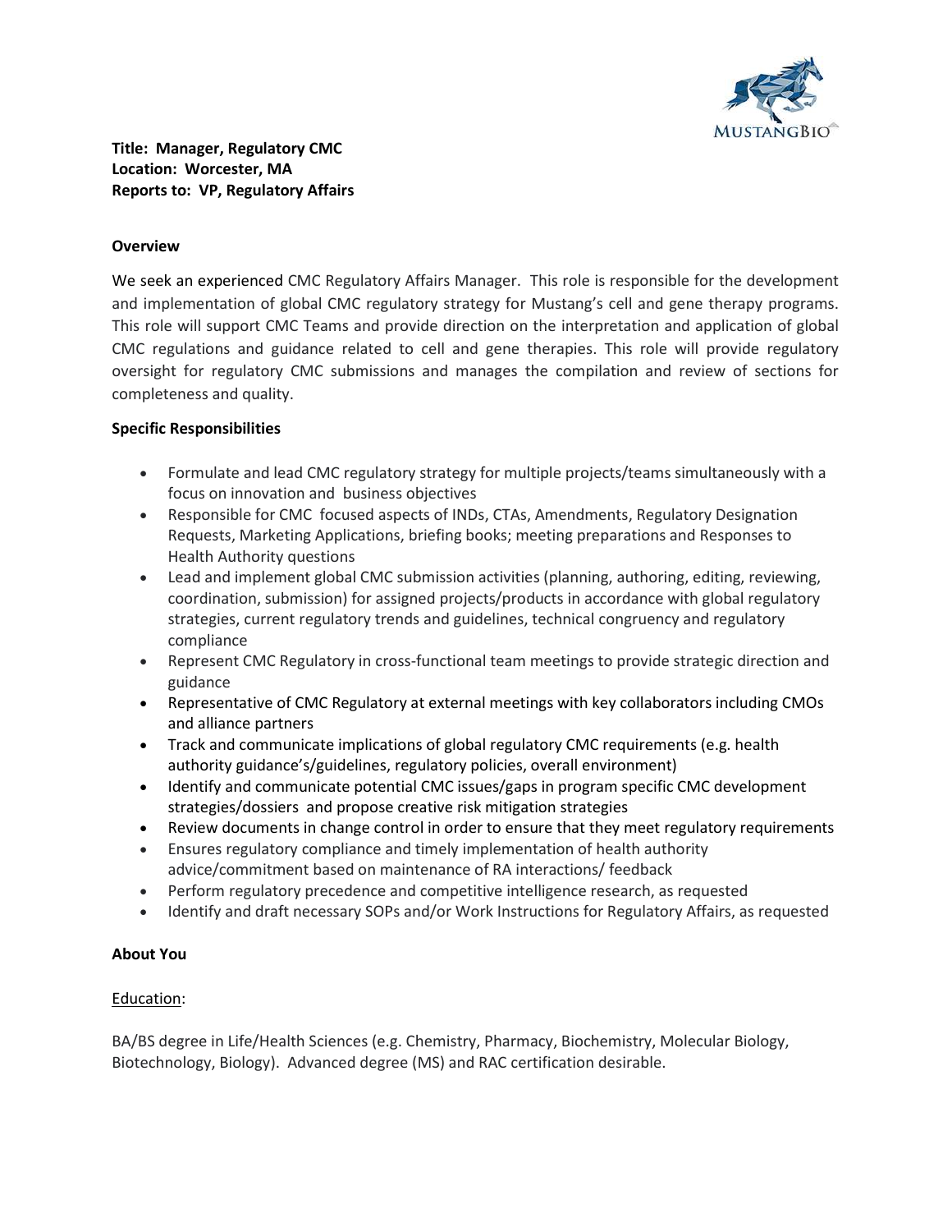**Title: Manager, Regulatory CMC**
**Location: Worcester, MA**
**Reports to: VP, Regulatory Affairs**

## Overview

We seek an experienced CMC Regulatory Affairs Manager. This role is responsible for the development and implementation of global CMC regulatory strategy for Mustang's cell and gene therapy programs. This role will support CMC Teams and provide direction on the interpretation and application of global CMC regulations and guidance related to cell and gene therapies. This role will provide regulatory oversight for regulatory CMC submissions and manages the compilation and review of sections for completeness and quality.

## Specific Responsibilities

- Formulate and lead CMC regulatory strategy for multiple projects/teams simultaneously with a focus on innovation and business objectives
- Responsible for CMC focused aspects of INDs, CTAs, Amendments, Regulatory Designation Requests, Marketing Applications, briefing books; meeting preparations and Responses to Health Authority questions
- Lead and implement global CMC submission activities (planning, authoring, editing, reviewing, coordination, submission) for assigned projects/products in accordance with global regulatory strategies, current regulatory trends and guidelines, technical congruency and regulatory compliance
- Represent CMC Regulatory in cross-functional team meetings to provide strategic direction and guidance
- Representative of CMC Regulatory at external meetings with key collaborators including CMOs and alliance partners
- Track and communicate implications of global regulatory CMC requirements (e.g. health authority guidance's/guidelines, regulatory policies, overall environment)
- Identify and communicate potential CMC issues/gaps in program specific CMC development strategies/dossiers and propose creative risk mitigation strategies
- Review documents in change control in order to ensure that they meet regulatory requirements
- Ensures regulatory compliance and timely implementation of health authority advice/commitment based on maintenance of RA interactions/ feedback
- Perform regulatory precedence and competitive intelligence research, as requested
- Identify and draft necessary SOPs and/or Work Instructions for Regulatory Affairs, as requested

## About You

Education:

BA/BS degree in Life/Health Sciences (e.g. Chemistry, Pharmacy, Biochemistry, Molecular Biology, Biotechnology, Biology). Advanced degree (MS) and RAC certification desirable.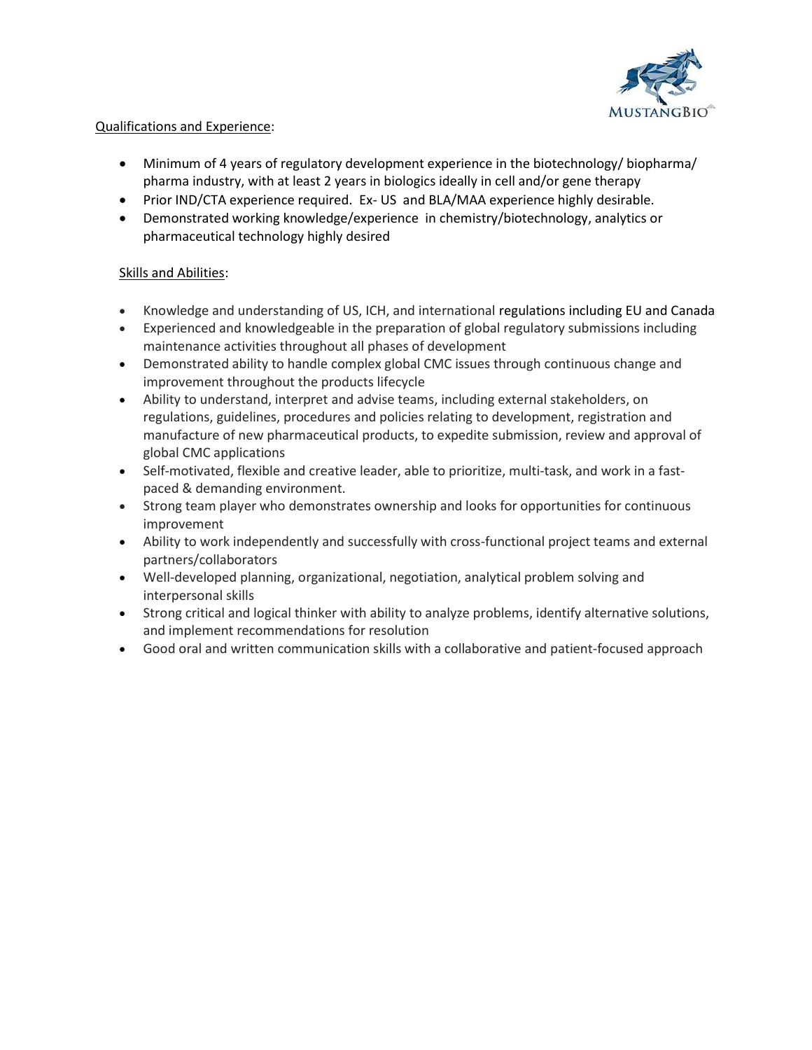Qualifications and Experience:

- Minimum of 4 years of regulatory development experience in the biotechnology/ biopharma/ pharma industry, with at least 2 years in biologics ideally in cell and/or gene therapy
- Prior IND/CTA experience required. Ex- US and BLA/MAA experience highly desirable.
- Demonstrated working knowledge/experience in chemistry/biotechnology, analytics or pharmaceutical technology highly desired

Skills and Abilities:

- Knowledge and understanding of US, ICH, and international regulations including EU and Canada
- Experienced and knowledgeable in the preparation of global regulatory submissions including maintenance activities throughout all phases of development
- Demonstrated ability to handle complex global CMC issues through continuous change and improvement throughout the products lifecycle
- Ability to understand, interpret and advise teams, including external stakeholders, on regulations, guidelines, procedures and policies relating to development, registration and manufacture of new pharmaceutical products, to expedite submission, review and approval of global CMC applications
- Self-motivated, flexible and creative leader, able to prioritize, multi-task, and work in a fast-paced & demanding environment.
- Strong team player who demonstrates ownership and looks for opportunities for continuous improvement
- Ability to work independently and successfully with cross-functional project teams and external partners/collaborators
- Well-developed planning, organizational, negotiation, analytical problem solving and interpersonal skills
- Strong critical and logical thinker with ability to analyze problems, identify alternative solutions, and implement recommendations for resolution
- Good oral and written communication skills with a collaborative and patient-focused approach